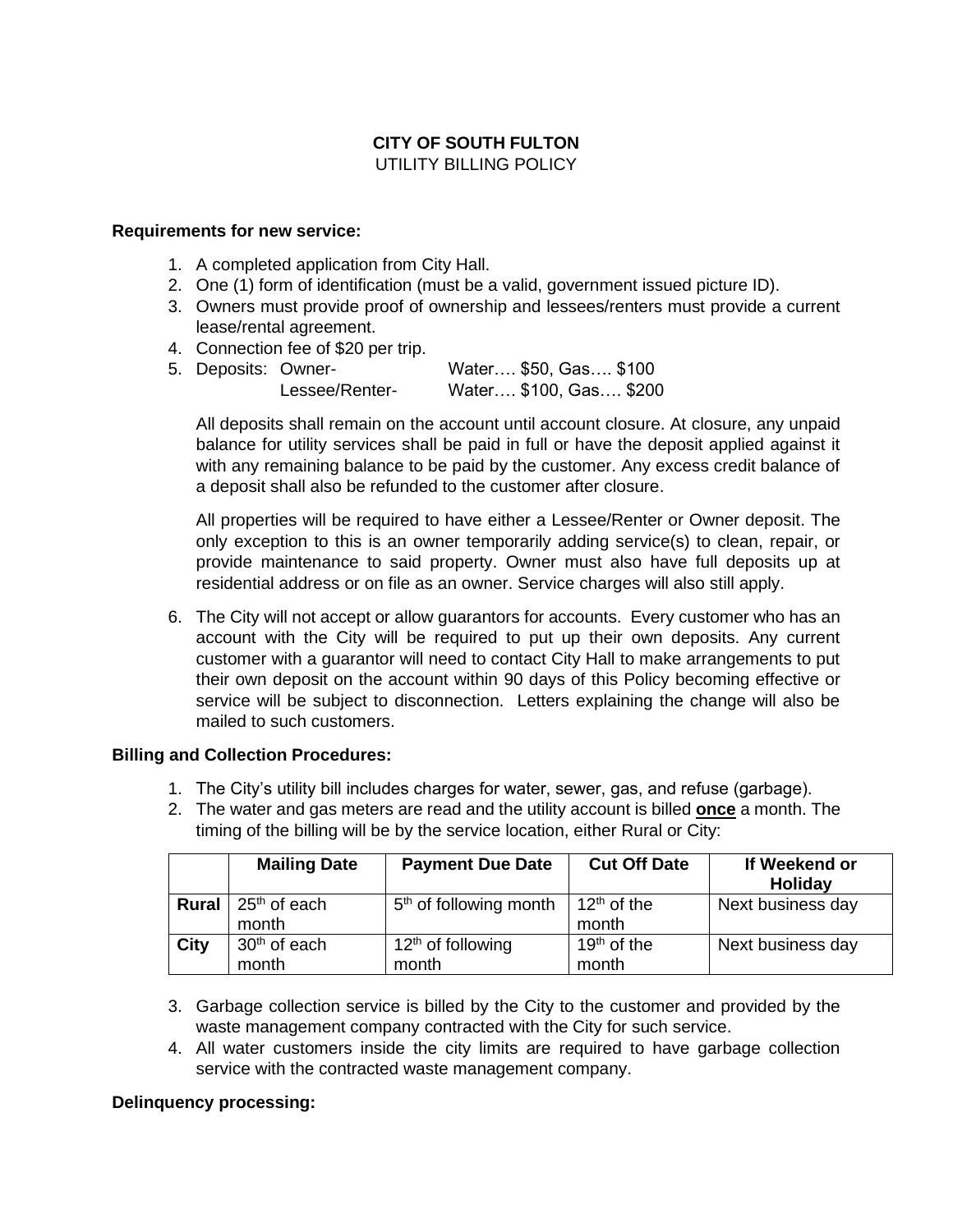**CITY OF SOUTH FULTON**
UTILITY BILLING POLICY

**Requirements for new service:**

1. A completed application from City Hall.
2. One (1) form of identification (must be a valid, government issued picture ID).
3. Owners must provide proof of ownership and lessees/renters must provide a current lease/rental agreement.
4. Connection fee of $20 per trip.
5. Deposits: Owner- Water…. $50, Gas…. $100
   Lessee/Renter- Water…. $100, Gas…. $200

   All deposits shall remain on the account until account closure. At closure, any unpaid balance for utility services shall be paid in full or have the deposit applied against it with any remaining balance to be paid by the customer. Any excess credit balance of a deposit shall also be refunded to the customer after closure.

   All properties will be required to have either a Lessee/Renter or Owner deposit. The only exception to this is an owner temporarily adding service(s) to clean, repair, or provide maintenance to said property. Owner must also have full deposits up at residential address or on file as an owner. Service charges will also still apply.

6. The City will not accept or allow guarantors for accounts. Every customer who has an account with the City will be required to put up their own deposits. Any current customer with a guarantor will need to contact City Hall to make arrangements to put their own deposit on the account within 90 days of this Policy becoming effective or service will be subject to disconnection. Letters explaining the change will also be mailed to such customers.

**Billing and Collection Procedures:**

1. The City's utility bill includes charges for water, sewer, gas, and refuse (garbage).
2. The water and gas meters are read and the utility account is billed <u>**once**</u> a month. The timing of the billing will be by the service location, either Rural or City:

| | Mailing Date | Payment Due Date | Cut Off Date | If Weekend or Holiday |
|---|---|---|---|---|
| **Rural** | 25th of each month | 5th of following month | 12th of the month | Next business day |
| **City** | 30th of each month | 12th of following month | 19th of the month | Next business day |

3. Garbage collection service is billed by the City to the customer and provided by the waste management company contracted with the City for such service.
4. All water customers inside the city limits are required to have garbage collection service with the contracted waste management company.

**Delinquency processing:**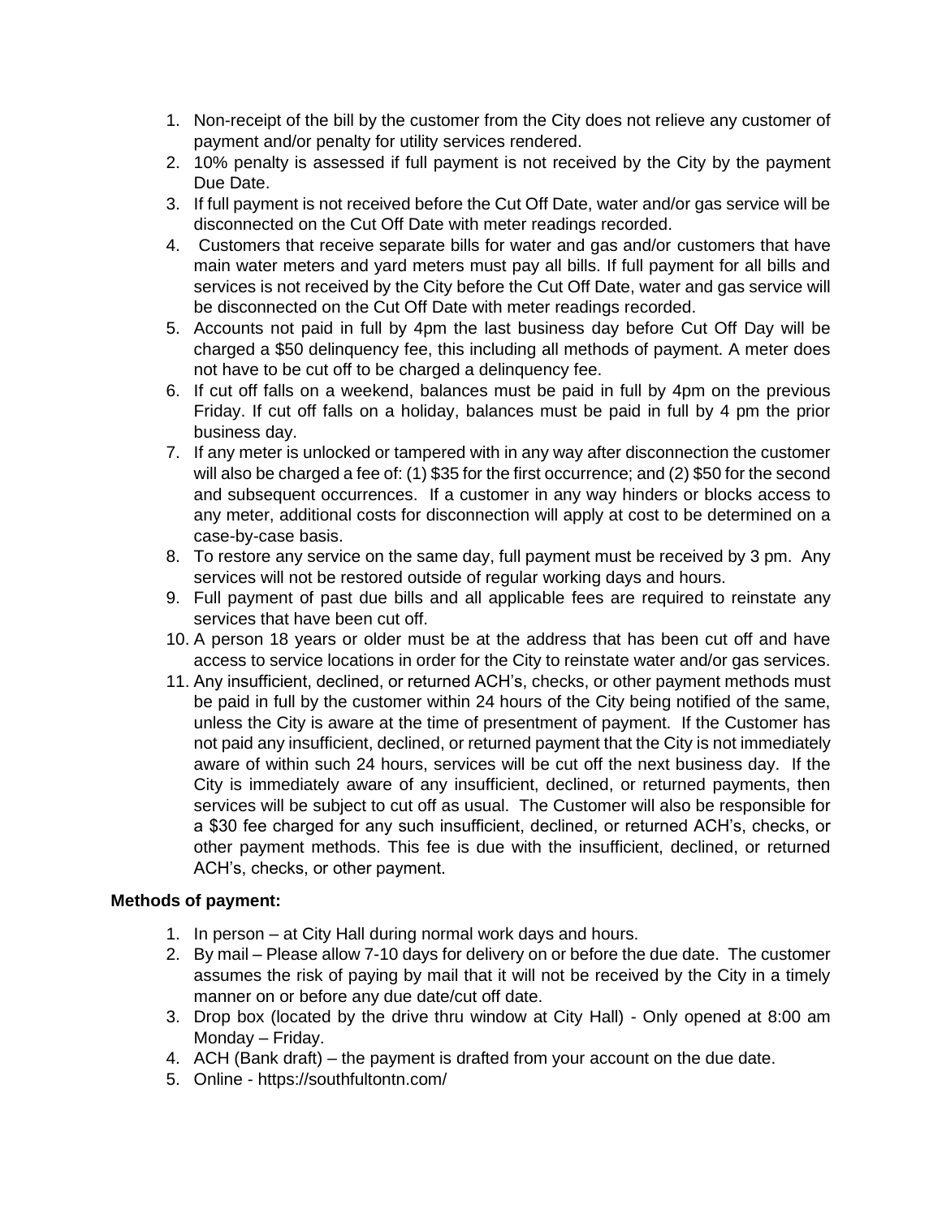1. Non-receipt of the bill by the customer from the City does not relieve any customer of payment and/or penalty for utility services rendered.
2. 10% penalty is assessed if full payment is not received by the City by the payment Due Date.
3. If full payment is not received before the Cut Off Date, water and/or gas service will be disconnected on the Cut Off Date with meter readings recorded.
4. Customers that receive separate bills for water and gas and/or customers that have main water meters and yard meters must pay all bills. If full payment for all bills and services is not received by the City before the Cut Off Date, water and gas service will be disconnected on the Cut Off Date with meter readings recorded.
5. Accounts not paid in full by 4pm the last business day before Cut Off Day will be charged a $50 delinquency fee, this including all methods of payment. A meter does not have to be cut off to be charged a delinquency fee.
6. If cut off falls on a weekend, balances must be paid in full by 4pm on the previous Friday. If cut off falls on a holiday, balances must be paid in full by 4 pm the prior business day.
7. If any meter is unlocked or tampered with in any way after disconnection the customer will also be charged a fee of: (1) $35 for the first occurrence; and (2) $50 for the second and subsequent occurrences. If a customer in any way hinders or blocks access to any meter, additional costs for disconnection will apply at cost to be determined on a case-by-case basis.
8. To restore any service on the same day, full payment must be received by 3 pm. Any services will not be restored outside of regular working days and hours.
9. Full payment of past due bills and all applicable fees are required to reinstate any services that have been cut off.
10. A person 18 years or older must be at the address that has been cut off and have access to service locations in order for the City to reinstate water and/or gas services.
11. Any insufficient, declined, or returned ACH's, checks, or other payment methods must be paid in full by the customer within 24 hours of the City being notified of the same, unless the City is aware at the time of presentment of payment. If the Customer has not paid any insufficient, declined, or returned payment that the City is not immediately aware of within such 24 hours, services will be cut off the next business day. If the City is immediately aware of any insufficient, declined, or returned payments, then services will be subject to cut off as usual. The Customer will also be responsible for a $30 fee charged for any such insufficient, declined, or returned ACH's, checks, or other payment methods. This fee is due with the insufficient, declined, or returned ACH's, checks, or other payment.

**Methods of payment:**

1. In person – at City Hall during normal work days and hours.
2. By mail – Please allow 7-10 days for delivery on or before the due date. The customer assumes the risk of paying by mail that it will not be received by the City in a timely manner on or before any due date/cut off date.
3. Drop box (located by the drive thru window at City Hall) - Only opened at 8:00 am Monday – Friday.
4. ACH (Bank draft) – the payment is drafted from your account on the due date.
5. Online - https://southfultontn.com/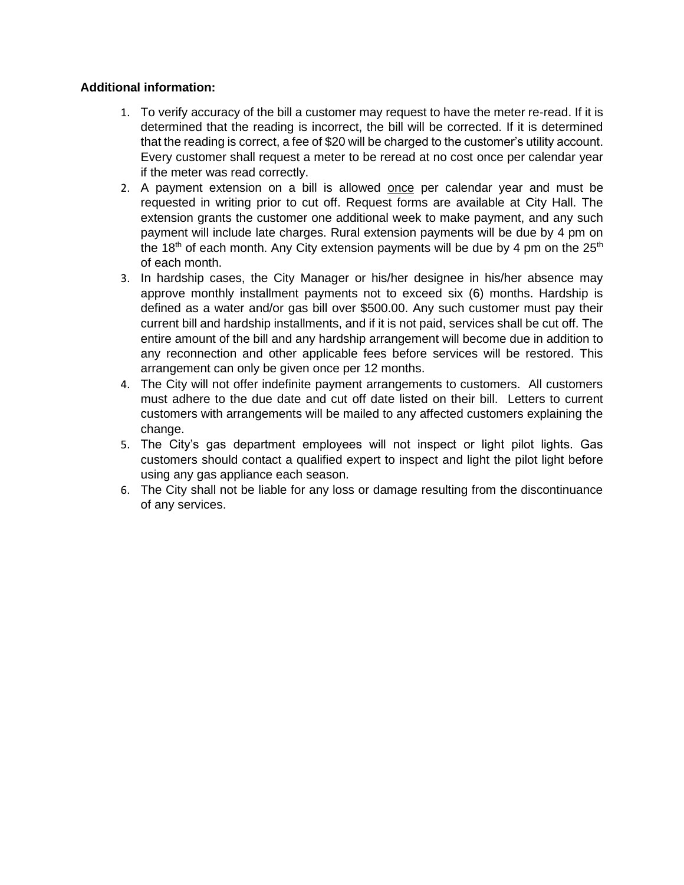**Additional information:**

1. To verify accuracy of the bill a customer may request to have the meter re-read. If it is determined that the reading is incorrect, the bill will be corrected. If it is determined that the reading is correct, a fee of $20 will be charged to the customer's utility account. Every customer shall request a meter to be reread at no cost once per calendar year if the meter was read correctly.
2. A payment extension on a bill is allowed <u>once</u> per calendar year and must be requested in writing prior to cut off. Request forms are available at City Hall. The extension grants the customer one additional week to make payment, and any such payment will include late charges. Rural extension payments will be due by 4 pm on the 18th of each month. Any City extension payments will be due by 4 pm on the 25th of each month.
3. In hardship cases, the City Manager or his/her designee in his/her absence may approve monthly installment payments not to exceed six (6) months. Hardship is defined as a water and/or gas bill over $500.00. Any such customer must pay their current bill and hardship installments, and if it is not paid, services shall be cut off. The entire amount of the bill and any hardship arrangement will become due in addition to any reconnection and other applicable fees before services will be restored. This arrangement can only be given once per 12 months.
4. The City will not offer indefinite payment arrangements to customers. All customers must adhere to the due date and cut off date listed on their bill. Letters to current customers with arrangements will be mailed to any affected customers explaining the change.
5. The City's gas department employees will not inspect or light pilot lights. Gas customers should contact a qualified expert to inspect and light the pilot light before using any gas appliance each season.
6. The City shall not be liable for any loss or damage resulting from the discontinuance of any services.